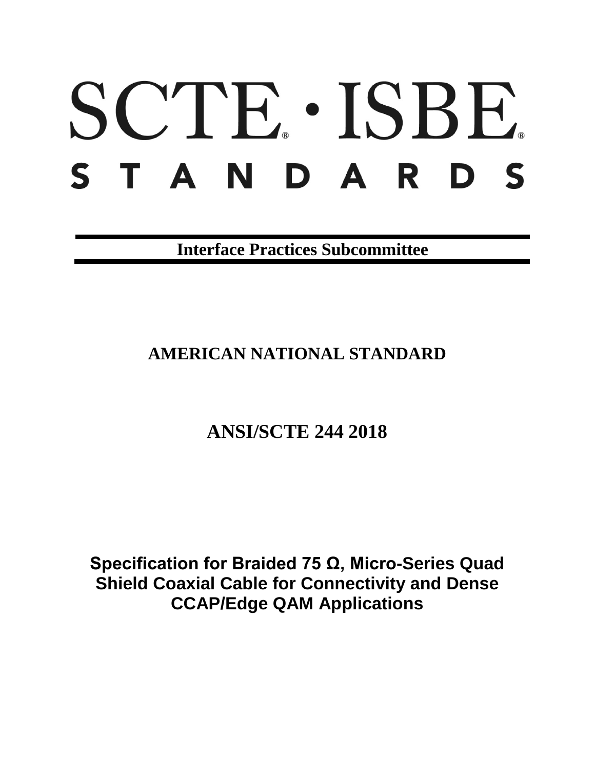# SCTE · ISBE STANDARDS

**Interface Practices Subcommittee**

## AMERICAN NATIONAL STANDARD

## ANSI/SCTE 244 2018

# Specification for Braided 75 Ω, Micro-Series Quad Shield Coaxial Cable for Connectivity and Dense CCAP/Edge QAM Applications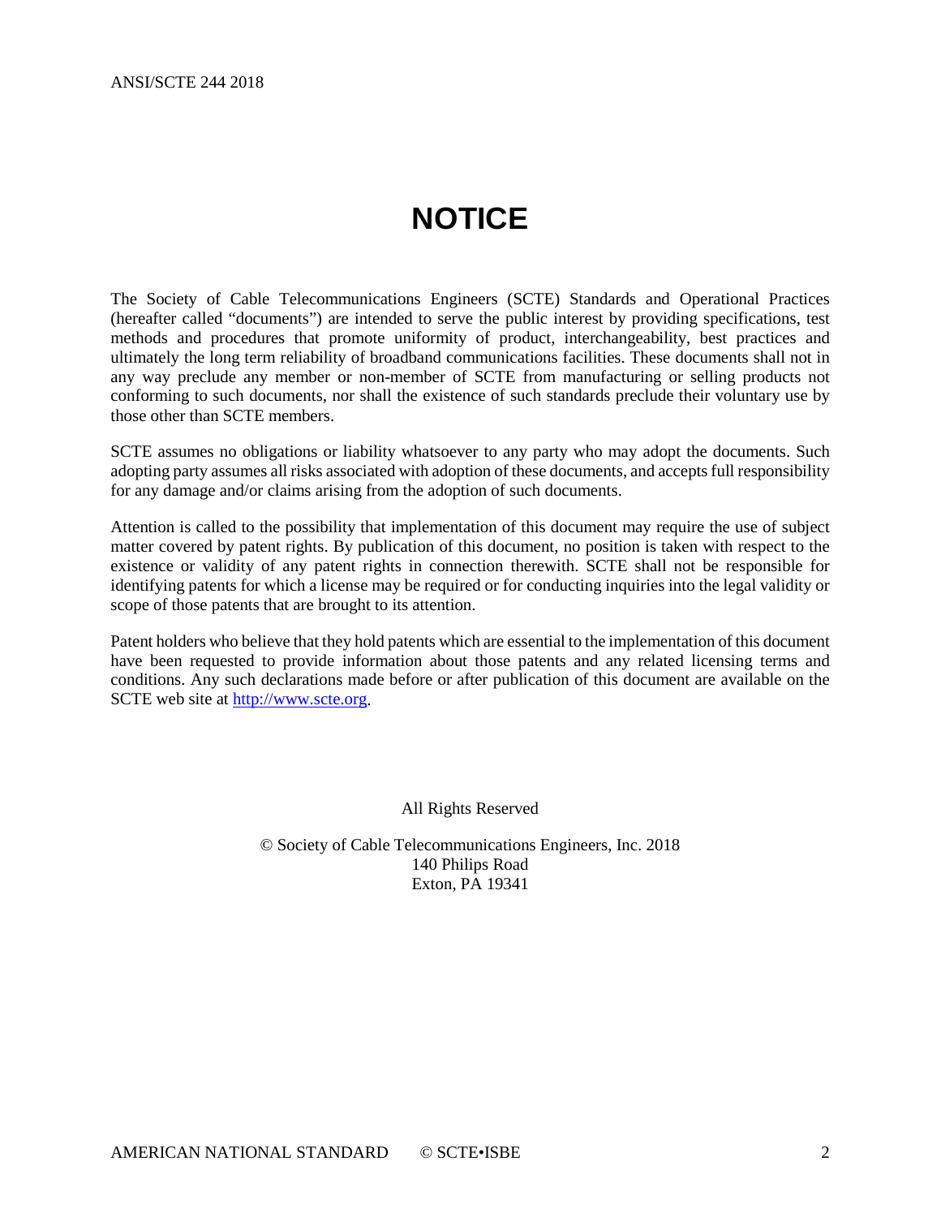# NOTICE

The Society of Cable Telecommunications Engineers (SCTE) Standards and Operational Practices (hereafter called "documents") are intended to serve the public interest by providing specifications, test methods and procedures that promote uniformity of product, interchangeability, best practices and ultimately the long term reliability of broadband communications facilities. These documents shall not in any way preclude any member or non-member of SCTE from manufacturing or selling products not conforming to such documents, nor shall the existence of such standards preclude their voluntary use by those other than SCTE members.

SCTE assumes no obligations or liability whatsoever to any party who may adopt the documents. Such adopting party assumes all risks associated with adoption of these documents, and accepts full responsibility for any damage and/or claims arising from the adoption of such documents.

Attention is called to the possibility that implementation of this document may require the use of subject matter covered by patent rights. By publication of this document, no position is taken with respect to the existence or validity of any patent rights in connection therewith. SCTE shall not be responsible for identifying patents for which a license may be required or for conducting inquiries into the legal validity or scope of those patents that are brought to its attention.

Patent holders who believe that they hold patents which are essential to the implementation of this document have been requested to provide information about those patents and any related licensing terms and conditions. Any such declarations made before or after publication of this document are available on the SCTE web site at http://www.scte.org.

All Rights Reserved

© Society of Cable Telecommunications Engineers, Inc. 2018
140 Philips Road
Exton, PA 19341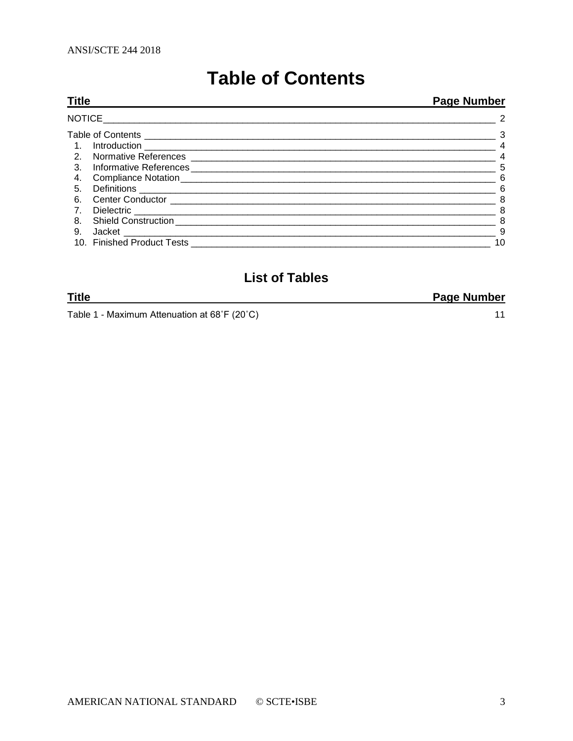# Table of Contents

| Title | Page Number |
| --- | --- |
| NOTICE | 2 |
| Table of Contents | 3 |
| 1. Introduction | 4 |
| 2. Normative References | 4 |
| 3. Informative References | 5 |
| 4. Compliance Notation | 6 |
| 5. Definitions | 6 |
| 6. Center Conductor | 8 |
| 7. Dielectric | 8 |
| 8. Shield Construction | 8 |
| 9. Jacket | 9 |
| 10. Finished Product Tests | 10 |

## List of Tables

| Title | Page Number |
| --- | --- |
| Table 1 - Maximum Attenuation at 68˚F (20˚C) | 11 |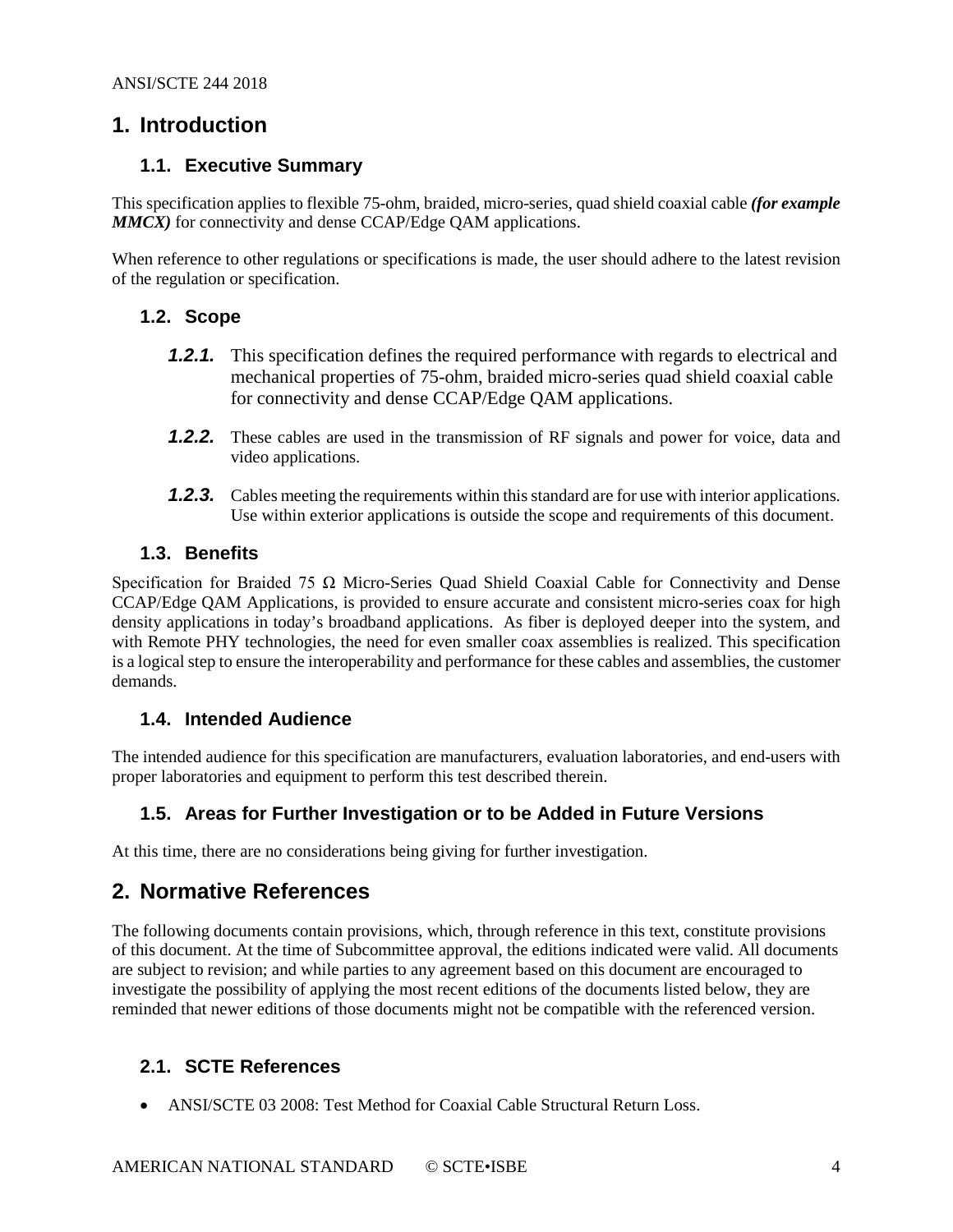# 1. Introduction

## 1.1. Executive Summary

This specification applies to flexible 75-ohm, braided, micro-series, quad shield coaxial cable ***(for example MMCX)*** for connectivity and dense CCAP/Edge QAM applications.

When reference to other regulations or specifications is made, the user should adhere to the latest revision of the regulation or specification.

## 1.2. Scope

***1.2.1.*** This specification defines the required performance with regards to electrical and mechanical properties of 75-ohm, braided micro-series quad shield coaxial cable for connectivity and dense CCAP/Edge QAM applications.

***1.2.2.*** These cables are used in the transmission of RF signals and power for voice, data and video applications.

***1.2.3.*** Cables meeting the requirements within this standard are for use with interior applications. Use within exterior applications is outside the scope and requirements of this document.

## 1.3. Benefits

Specification for Braided 75 Ω Micro-Series Quad Shield Coaxial Cable for Connectivity and Dense CCAP/Edge QAM Applications, is provided to ensure accurate and consistent micro-series coax for high density applications in today's broadband applications. As fiber is deployed deeper into the system, and with Remote PHY technologies, the need for even smaller coax assemblies is realized. This specification is a logical step to ensure the interoperability and performance for these cables and assemblies, the customer demands.

## 1.4. Intended Audience

The intended audience for this specification are manufacturers, evaluation laboratories, and end-users with proper laboratories and equipment to perform this test described therein.

## 1.5. Areas for Further Investigation or to be Added in Future Versions

At this time, there are no considerations being giving for further investigation.

# 2. Normative References

The following documents contain provisions, which, through reference in this text, constitute provisions of this document. At the time of Subcommittee approval, the editions indicated were valid. All documents are subject to revision; and while parties to any agreement based on this document are encouraged to investigate the possibility of applying the most recent editions of the documents listed below, they are reminded that newer editions of those documents might not be compatible with the referenced version.

## 2.1. SCTE References

- ANSI/SCTE 03 2008: Test Method for Coaxial Cable Structural Return Loss.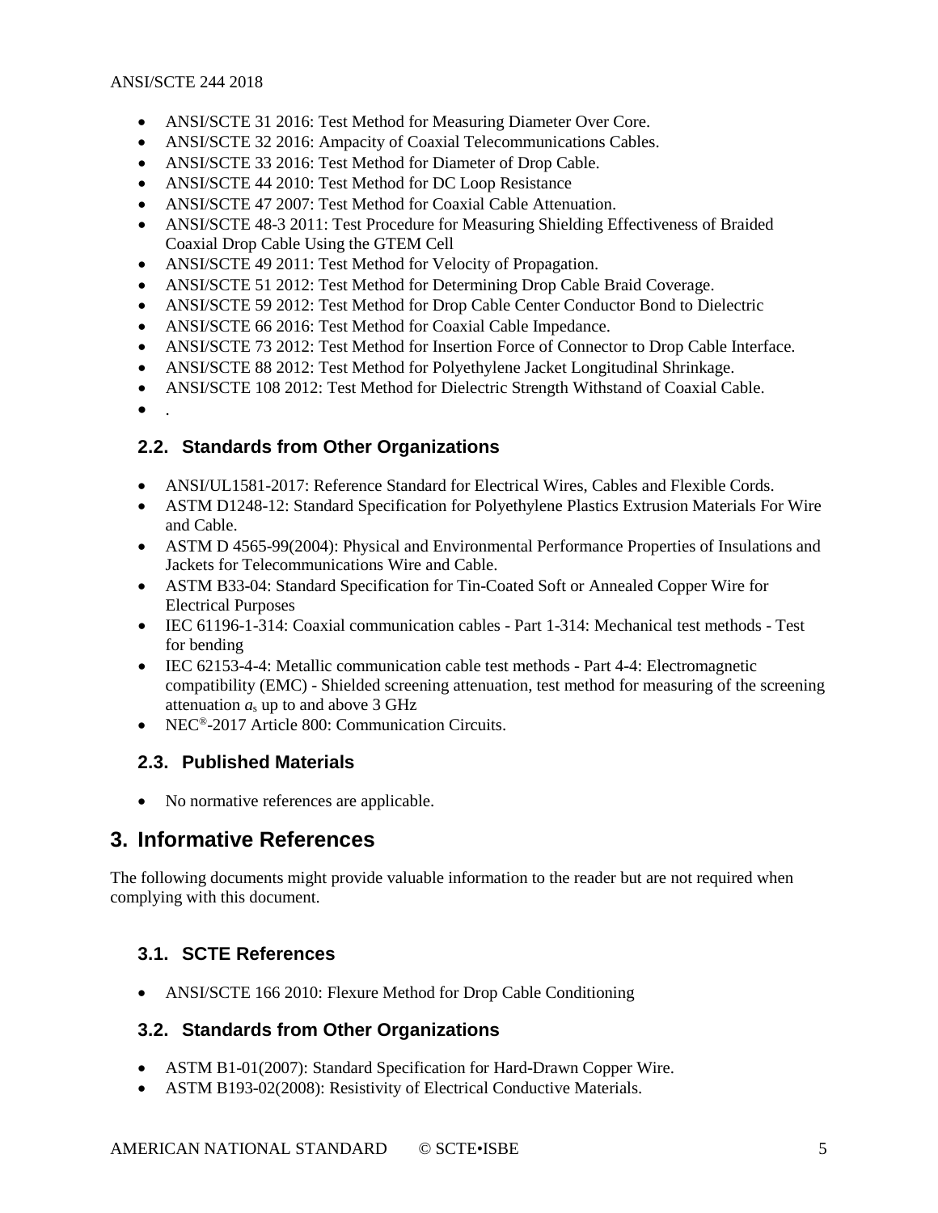- ANSI/SCTE 31 2016: Test Method for Measuring Diameter Over Core.
- ANSI/SCTE 32 2016: Ampacity of Coaxial Telecommunications Cables.
- ANSI/SCTE 33 2016: Test Method for Diameter of Drop Cable.
- ANSI/SCTE 44 2010: Test Method for DC Loop Resistance
- ANSI/SCTE 47 2007: Test Method for Coaxial Cable Attenuation.
- ANSI/SCTE 48-3 2011: Test Procedure for Measuring Shielding Effectiveness of Braided Coaxial Drop Cable Using the GTEM Cell
- ANSI/SCTE 49 2011: Test Method for Velocity of Propagation.
- ANSI/SCTE 51 2012: Test Method for Determining Drop Cable Braid Coverage.
- ANSI/SCTE 59 2012: Test Method for Drop Cable Center Conductor Bond to Dielectric
- ANSI/SCTE 66 2016: Test Method for Coaxial Cable Impedance.
- ANSI/SCTE 73 2012: Test Method for Insertion Force of Connector to Drop Cable Interface.
- ANSI/SCTE 88 2012: Test Method for Polyethylene Jacket Longitudinal Shrinkage.
- ANSI/SCTE 108 2012: Test Method for Dielectric Strength Withstand of Coaxial Cable.
- .

### 2.2. Standards from Other Organizations

- ANSI/UL1581-2017: Reference Standard for Electrical Wires, Cables and Flexible Cords.
- ASTM D1248-12: Standard Specification for Polyethylene Plastics Extrusion Materials For Wire and Cable.
- ASTM D 4565-99(2004): Physical and Environmental Performance Properties of Insulations and Jackets for Telecommunications Wire and Cable.
- ASTM B33-04: Standard Specification for Tin-Coated Soft or Annealed Copper Wire for Electrical Purposes
- IEC 61196-1-314: Coaxial communication cables - Part 1-314: Mechanical test methods - Test for bending
- IEC 62153-4-4: Metallic communication cable test methods - Part 4-4: Electromagnetic compatibility (EMC) - Shielded screening attenuation, test method for measuring of the screening attenuation $a_s$ up to and above 3 GHz
- NEC®-2017 Article 800: Communication Circuits.

### 2.3. Published Materials

- No normative references are applicable.

## 3. Informative References

The following documents might provide valuable information to the reader but are not required when complying with this document.

### 3.1. SCTE References

- ANSI/SCTE 166 2010: Flexure Method for Drop Cable Conditioning

### 3.2. Standards from Other Organizations

- ASTM B1-01(2007): Standard Specification for Hard-Drawn Copper Wire.
- ASTM B193-02(2008): Resistivity of Electrical Conductive Materials.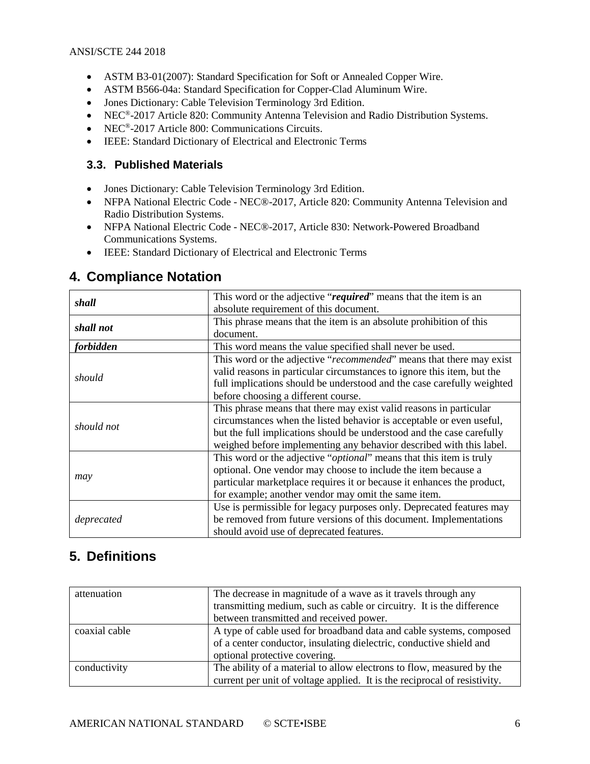- ASTM B3-01(2007): Standard Specification for Soft or Annealed Copper Wire.
- ASTM B566-04a: Standard Specification for Copper-Clad Aluminum Wire.
- Jones Dictionary: Cable Television Terminology 3rd Edition.
- NEC®-2017 Article 820: Community Antenna Television and Radio Distribution Systems.
- NEC®-2017 Article 800: Communications Circuits.
- IEEE: Standard Dictionary of Electrical and Electronic Terms

### 3.3. Published Materials

- Jones Dictionary: Cable Television Terminology 3rd Edition.
- NFPA National Electric Code - NEC®-2017, Article 820: Community Antenna Television and Radio Distribution Systems.
- NFPA National Electric Code - NEC®-2017, Article 830: Network-Powered Broadband Communications Systems.
- IEEE: Standard Dictionary of Electrical and Electronic Terms

## 4. Compliance Notation

| | |
|---|---|
| ***shall*** | This word or the adjective "***required***" means that the item is an absolute requirement of this document. |
| ***shall not*** | This phrase means that the item is an absolute prohibition of this document. |
| ***forbidden*** | This word means the value specified shall never be used. |
| *should* | This word or the adjective "*recommended*" means that there may exist valid reasons in particular circumstances to ignore this item, but the full implications should be understood and the case carefully weighted before choosing a different course. |
| *should not* | This phrase means that there may exist valid reasons in particular circumstances when the listed behavior is acceptable or even useful, but the full implications should be understood and the case carefully weighed before implementing any behavior described with this label. |
| *may* | This word or the adjective "*optional*" means that this item is truly optional. One vendor may choose to include the item because a particular marketplace requires it or because it enhances the product, for example; another vendor may omit the same item. |
| *deprecated* | Use is permissible for legacy purposes only. Deprecated features may be removed from future versions of this document. Implementations should avoid use of deprecated features. |

## 5. Definitions

| | |
|---|---|
| attenuation | The decrease in magnitude of a wave as it travels through any transmitting medium, such as cable or circuitry. It is the difference between transmitted and received power. |
| coaxial cable | A type of cable used for broadband data and cable systems, composed of a center conductor, insulating dielectric, conductive shield and optional protective covering. |
| conductivity | The ability of a material to allow electrons to flow, measured by the current per unit of voltage applied. It is the reciprocal of resistivity. |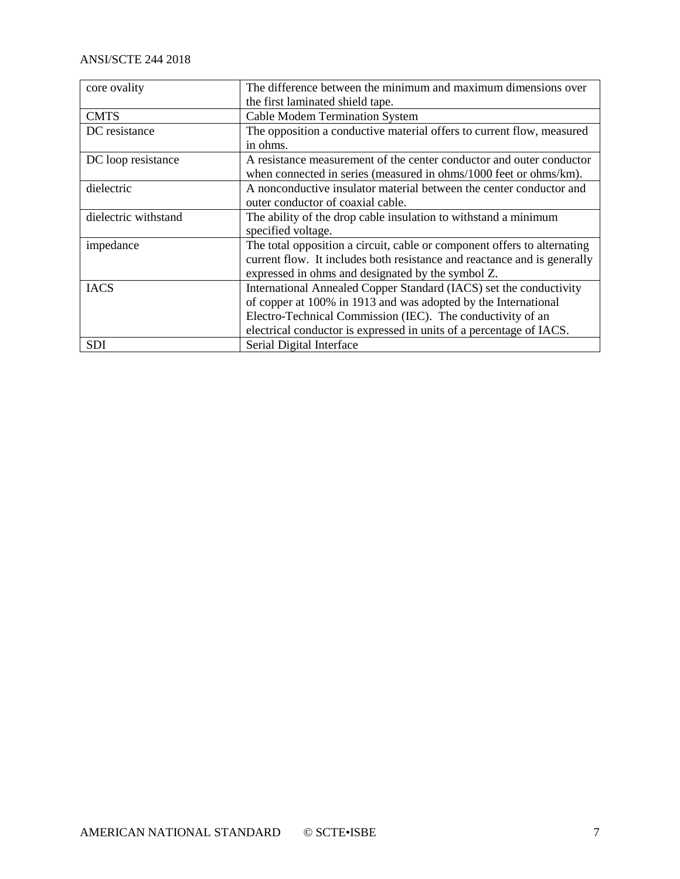| | |
|---|---|
| core ovality | The difference between the minimum and maximum dimensions over the first laminated shield tape. |
| CMTS | Cable Modem Termination System |
| DC resistance | The opposition a conductive material offers to current flow, measured in ohms. |
| DC loop resistance | A resistance measurement of the center conductor and outer conductor when connected in series (measured in ohms/1000 feet or ohms/km). |
| dielectric | A nonconductive insulator material between the center conductor and outer conductor of coaxial cable. |
| dielectric withstand | The ability of the drop cable insulation to withstand a minimum specified voltage. |
| impedance | The total opposition a circuit, cable or component offers to alternating current flow. It includes both resistance and reactance and is generally expressed in ohms and designated by the symbol Z. |
| IACS | International Annealed Copper Standard (IACS) set the conductivity of copper at 100% in 1913 and was adopted by the International Electro-Technical Commission (IEC). The conductivity of an electrical conductor is expressed in units of a percentage of IACS. |
| SDI | Serial Digital Interface |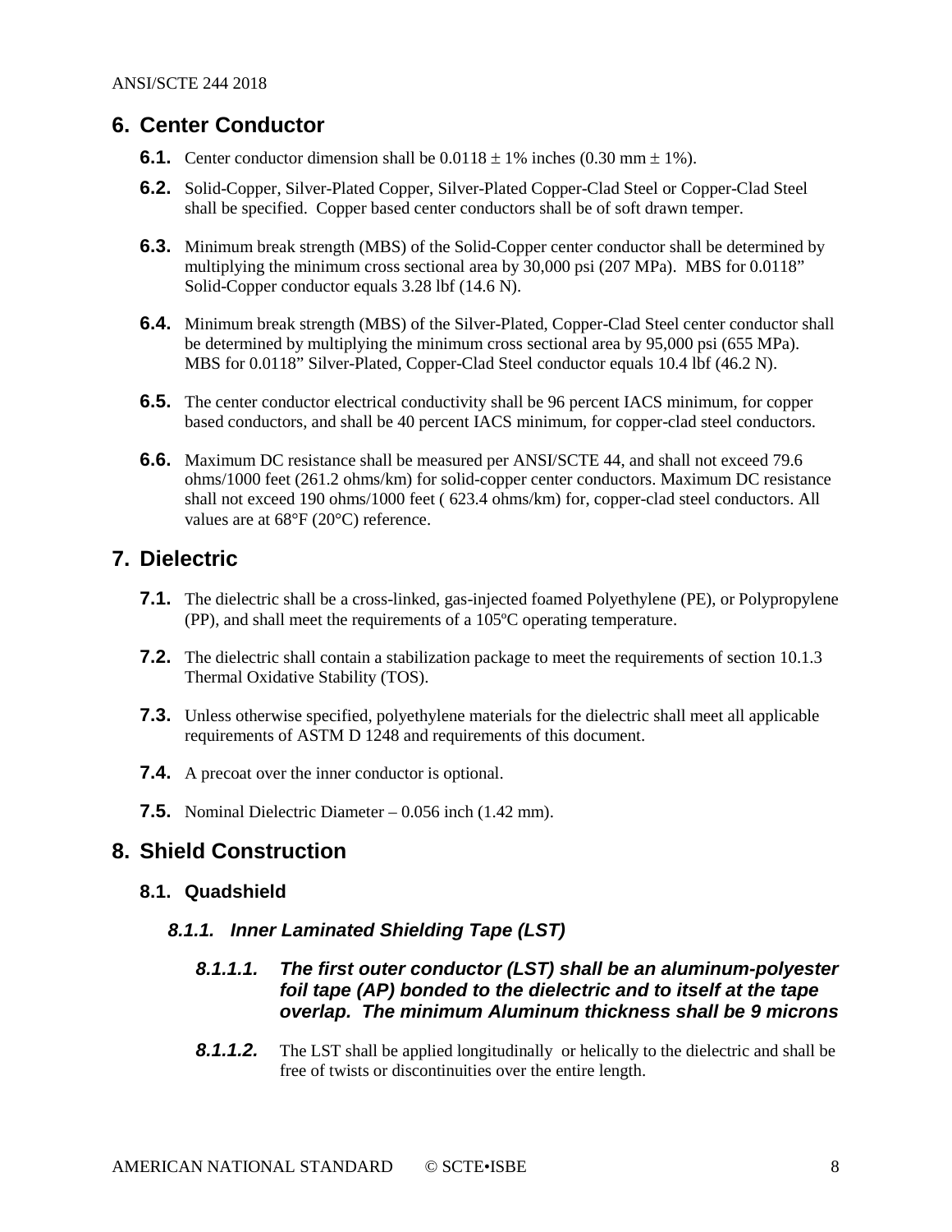# 6. Center Conductor

**6.1.** Center conductor dimension shall be 0.0118 ± 1% inches (0.30 mm ± 1%).

**6.2.** Solid-Copper, Silver-Plated Copper, Silver-Plated Copper-Clad Steel or Copper-Clad Steel shall be specified. Copper based center conductors shall be of soft drawn temper.

**6.3.** Minimum break strength (MBS) of the Solid-Copper center conductor shall be determined by multiplying the minimum cross sectional area by 30,000 psi (207 MPa). MBS for 0.0118" Solid-Copper conductor equals 3.28 lbf (14.6 N).

**6.4.** Minimum break strength (MBS) of the Silver-Plated, Copper-Clad Steel center conductor shall be determined by multiplying the minimum cross sectional area by 95,000 psi (655 MPa). MBS for 0.0118" Silver-Plated, Copper-Clad Steel conductor equals 10.4 lbf (46.2 N).

**6.5.** The center conductor electrical conductivity shall be 96 percent IACS minimum, for copper based conductors, and shall be 40 percent IACS minimum, for copper-clad steel conductors.

**6.6.** Maximum DC resistance shall be measured per ANSI/SCTE 44, and shall not exceed 79.6 ohms/1000 feet (261.2 ohms/km) for solid-copper center conductors. Maximum DC resistance shall not exceed 190 ohms/1000 feet ( 623.4 ohms/km) for, copper-clad steel conductors. All values are at 68°F (20°C) reference.

# 7. Dielectric

**7.1.** The dielectric shall be a cross-linked, gas-injected foamed Polyethylene (PE), or Polypropylene (PP), and shall meet the requirements of a 105ºC operating temperature.

**7.2.** The dielectric shall contain a stabilization package to meet the requirements of section 10.1.3 Thermal Oxidative Stability (TOS).

**7.3.** Unless otherwise specified, polyethylene materials for the dielectric shall meet all applicable requirements of ASTM D 1248 and requirements of this document.

**7.4.** A precoat over the inner conductor is optional.

**7.5.** Nominal Dielectric Diameter – 0.056 inch (1.42 mm).

# 8. Shield Construction

## 8.1. Quadshield

### *8.1.1. Inner Laminated Shielding Tape (LST)*

#### *8.1.1.1. The first outer conductor (LST) shall be an aluminum-polyester foil tape (AP) bonded to the dielectric and to itself at the tape overlap. The minimum Aluminum thickness shall be 9 microns*

***8.1.1.2.*** The LST shall be applied longitudinally or helically to the dielectric and shall be free of twists or discontinuities over the entire length.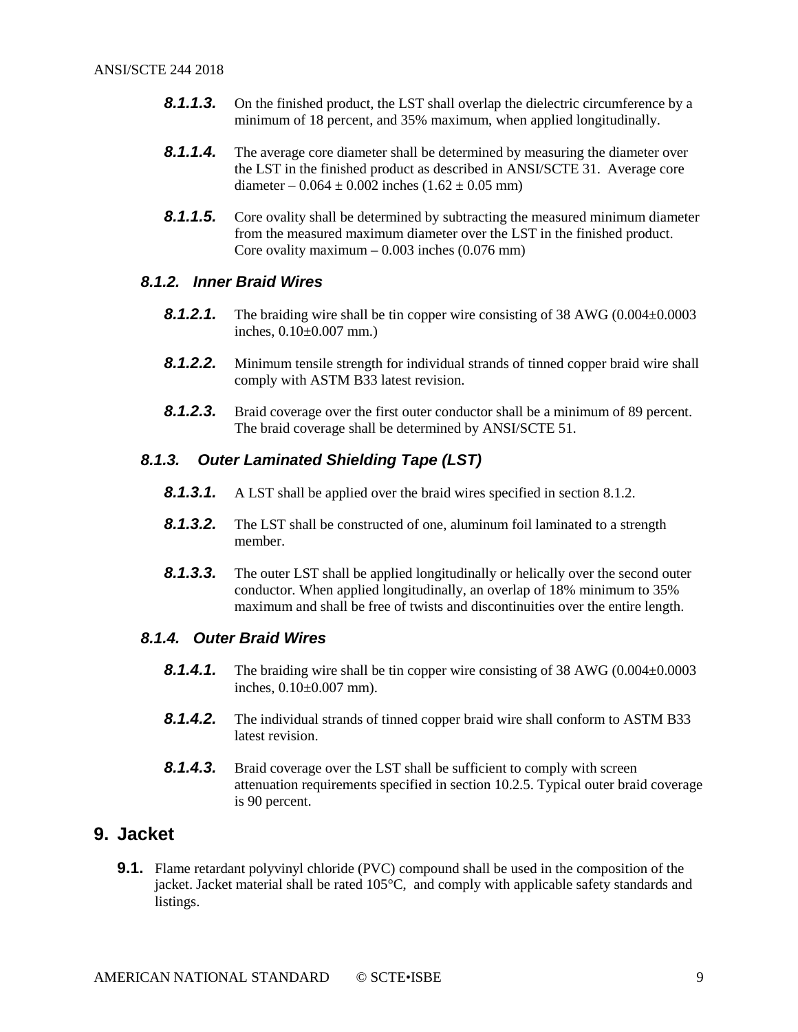***8.1.1.3.*** On the finished product, the LST shall overlap the dielectric circumference by a minimum of 18 percent, and 35% maximum, when applied longitudinally.

***8.1.1.4.*** The average core diameter shall be determined by measuring the diameter over the LST in the finished product as described in ANSI/SCTE 31. Average core diameter – 0.064 ± 0.002 inches (1.62 ± 0.05 mm)

***8.1.1.5.*** Core ovality shall be determined by subtracting the measured minimum diameter from the measured maximum diameter over the LST in the finished product. Core ovality maximum – 0.003 inches (0.076 mm)

### *8.1.2. Inner Braid Wires*

***8.1.2.1.*** The braiding wire shall be tin copper wire consisting of 38 AWG (0.004±0.0003 inches, 0.10±0.007 mm.)

***8.1.2.2.*** Minimum tensile strength for individual strands of tinned copper braid wire shall comply with ASTM B33 latest revision.

***8.1.2.3.*** Braid coverage over the first outer conductor shall be a minimum of 89 percent. The braid coverage shall be determined by ANSI/SCTE 51.

### *8.1.3. Outer Laminated Shielding Tape (LST)*

***8.1.3.1.*** A LST shall be applied over the braid wires specified in section 8.1.2.

***8.1.3.2.*** The LST shall be constructed of one, aluminum foil laminated to a strength member.

***8.1.3.3.*** The outer LST shall be applied longitudinally or helically over the second outer conductor. When applied longitudinally, an overlap of 18% minimum to 35% maximum and shall be free of twists and discontinuities over the entire length.

### *8.1.4. Outer Braid Wires*

***8.1.4.1.*** The braiding wire shall be tin copper wire consisting of 38 AWG (0.004±0.0003 inches, 0.10±0.007 mm).

***8.1.4.2.*** The individual strands of tinned copper braid wire shall conform to ASTM B33 latest revision.

***8.1.4.3.*** Braid coverage over the LST shall be sufficient to comply with screen attenuation requirements specified in section 10.2.5. Typical outer braid coverage is 90 percent.

## 9. Jacket

**9.1.** Flame retardant polyvinyl chloride (PVC) compound shall be used in the composition of the jacket. Jacket material shall be rated 105°C, and comply with applicable safety standards and listings.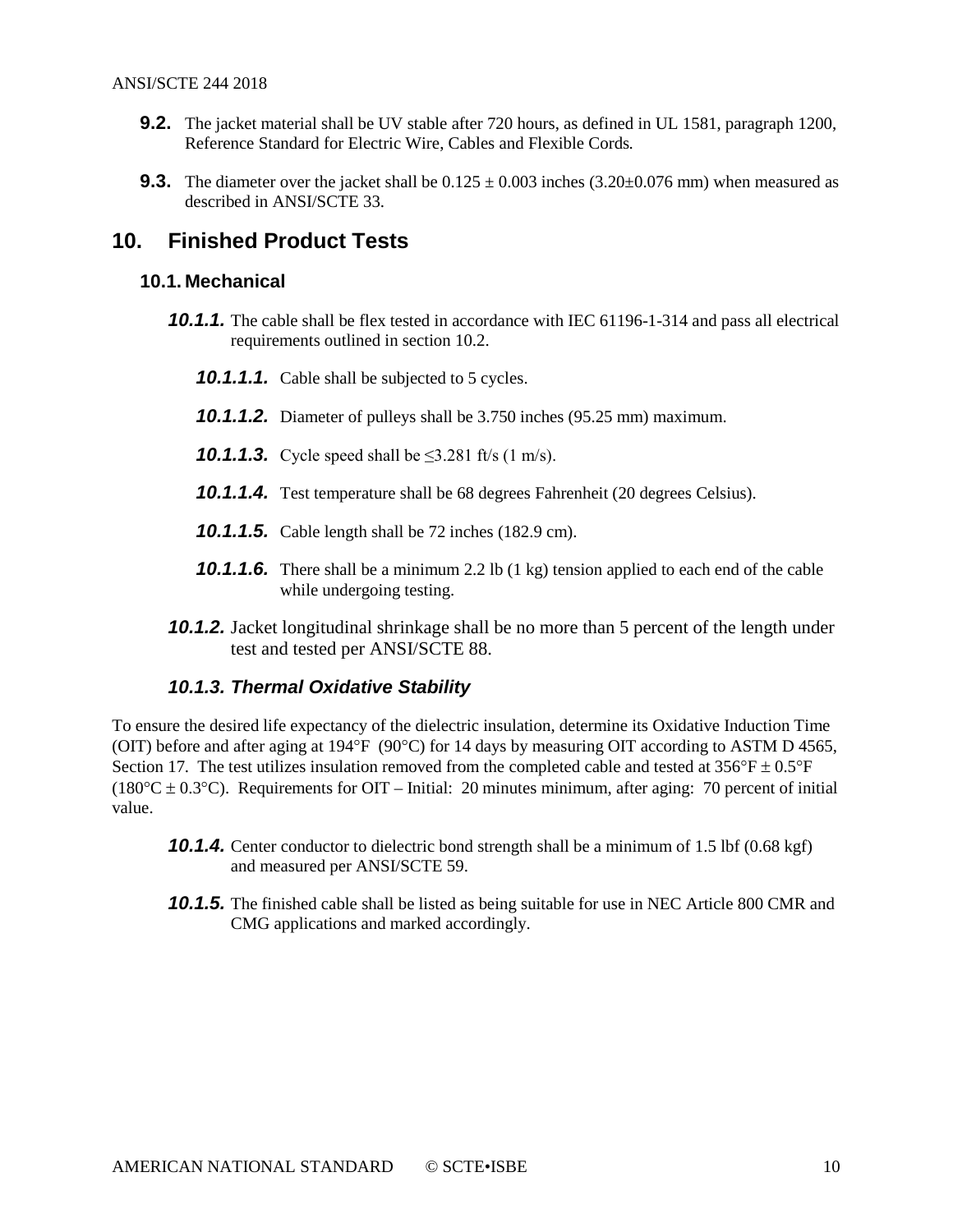**9.2.** The jacket material shall be UV stable after 720 hours, as defined in UL 1581, paragraph 1200, Reference Standard for Electric Wire, Cables and Flexible Cords.

**9.3.** The diameter over the jacket shall be 0.125 ± 0.003 inches (3.20±0.076 mm) when measured as described in ANSI/SCTE 33.

# 10. Finished Product Tests

## 10.1. Mechanical

***10.1.1.*** The cable shall be flex tested in accordance with IEC 61196-1-314 and pass all electrical requirements outlined in section 10.2.

***10.1.1.1.*** Cable shall be subjected to 5 cycles.

***10.1.1.2.*** Diameter of pulleys shall be 3.750 inches (95.25 mm) maximum.

***10.1.1.3.*** Cycle speed shall be ≤3.281 ft/s (1 m/s).

***10.1.1.4.*** Test temperature shall be 68 degrees Fahrenheit (20 degrees Celsius).

***10.1.1.5.*** Cable length shall be 72 inches (182.9 cm).

***10.1.1.6.*** There shall be a minimum 2.2 lb (1 kg) tension applied to each end of the cable while undergoing testing.

***10.1.2.*** Jacket longitudinal shrinkage shall be no more than 5 percent of the length under test and tested per ANSI/SCTE 88.

### *10.1.3. Thermal Oxidative Stability*

To ensure the desired life expectancy of the dielectric insulation, determine its Oxidative Induction Time (OIT) before and after aging at 194°F (90°C) for 14 days by measuring OIT according to ASTM D 4565, Section 17. The test utilizes insulation removed from the completed cable and tested at 356°F ± 0.5°F (180°C ± 0.3°C). Requirements for OIT – Initial: 20 minutes minimum, after aging: 70 percent of initial value.

***10.1.4.*** Center conductor to dielectric bond strength shall be a minimum of 1.5 lbf (0.68 kgf) and measured per ANSI/SCTE 59.

***10.1.5.*** The finished cable shall be listed as being suitable for use in NEC Article 800 CMR and CMG applications and marked accordingly.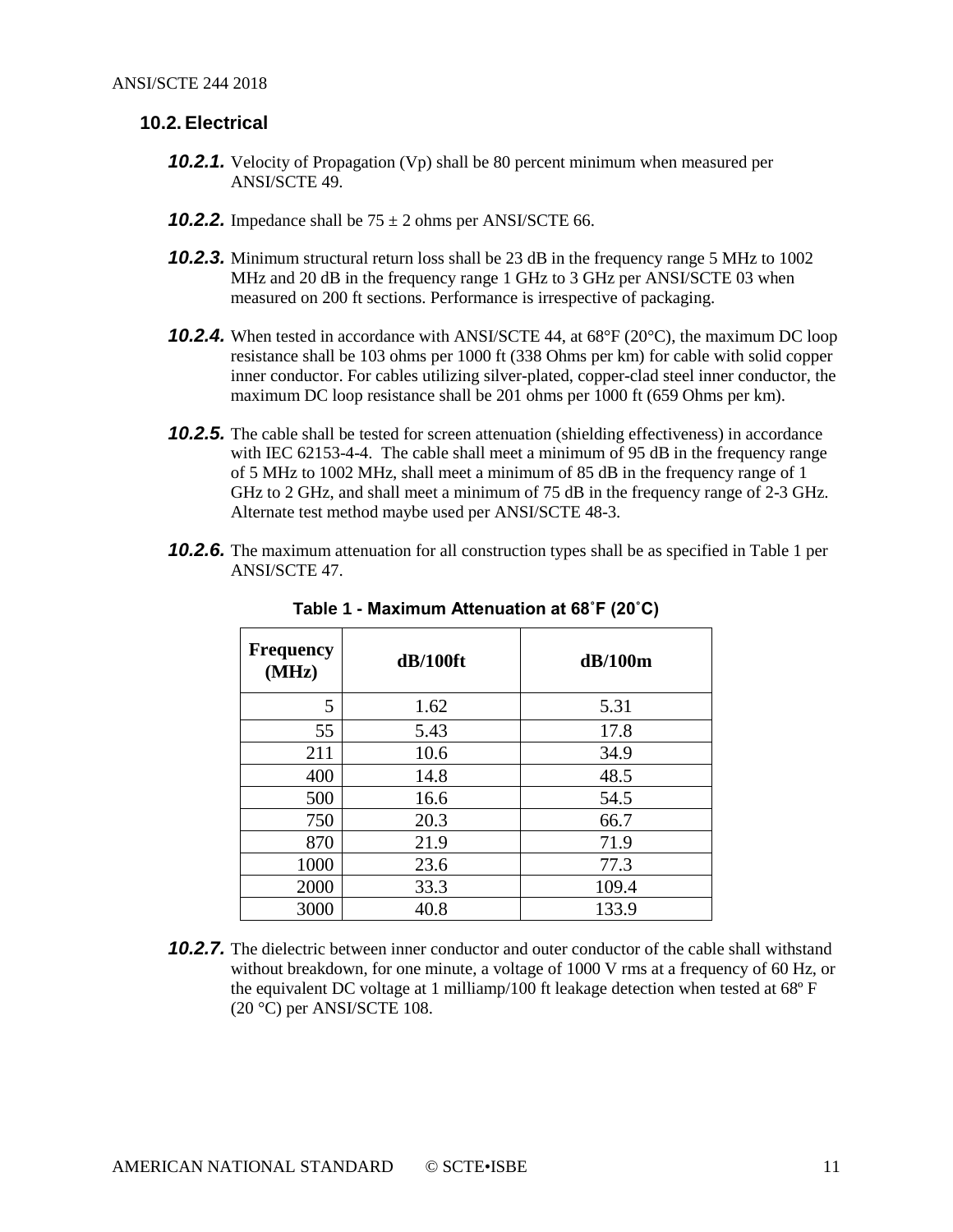## 10.2. Electrical

***10.2.1.*** Velocity of Propagation (Vp) shall be 80 percent minimum when measured per ANSI/SCTE 49.

***10.2.2.*** Impedance shall be 75 ± 2 ohms per ANSI/SCTE 66.

***10.2.3.*** Minimum structural return loss shall be 23 dB in the frequency range 5 MHz to 1002 MHz and 20 dB in the frequency range 1 GHz to 3 GHz per ANSI/SCTE 03 when measured on 200 ft sections. Performance is irrespective of packaging.

***10.2.4.*** When tested in accordance with ANSI/SCTE 44, at 68°F (20°C), the maximum DC loop resistance shall be 103 ohms per 1000 ft (338 Ohms per km) for cable with solid copper inner conductor. For cables utilizing silver-plated, copper-clad steel inner conductor, the maximum DC loop resistance shall be 201 ohms per 1000 ft (659 Ohms per km).

***10.2.5.*** The cable shall be tested for screen attenuation (shielding effectiveness) in accordance with IEC 62153-4-4. The cable shall meet a minimum of 95 dB in the frequency range of 5 MHz to 1002 MHz, shall meet a minimum of 85 dB in the frequency range of 1 GHz to 2 GHz, and shall meet a minimum of 75 dB in the frequency range of 2-3 GHz. Alternate test method maybe used per ANSI/SCTE 48-3.

***10.2.6.*** The maximum attenuation for all construction types shall be as specified in Table 1 per ANSI/SCTE 47.

**Table 1 - Maximum Attenuation at 68˚F (20˚C)**

| Frequency (MHz) | dB/100ft | dB/100m |
|---:|:---:|:---:|
| 5 | 1.62 | 5.31 |
| 55 | 5.43 | 17.8 |
| 211 | 10.6 | 34.9 |
| 400 | 14.8 | 48.5 |
| 500 | 16.6 | 54.5 |
| 750 | 20.3 | 66.7 |
| 870 | 21.9 | 71.9 |
| 1000 | 23.6 | 77.3 |
| 2000 | 33.3 | 109.4 |
| 3000 | 40.8 | 133.9 |

***10.2.7.*** The dielectric between inner conductor and outer conductor of the cable shall withstand without breakdown, for one minute, a voltage of 1000 V rms at a frequency of 60 Hz, or the equivalent DC voltage at 1 milliamp/100 ft leakage detection when tested at 68º F (20 °C) per ANSI/SCTE 108.